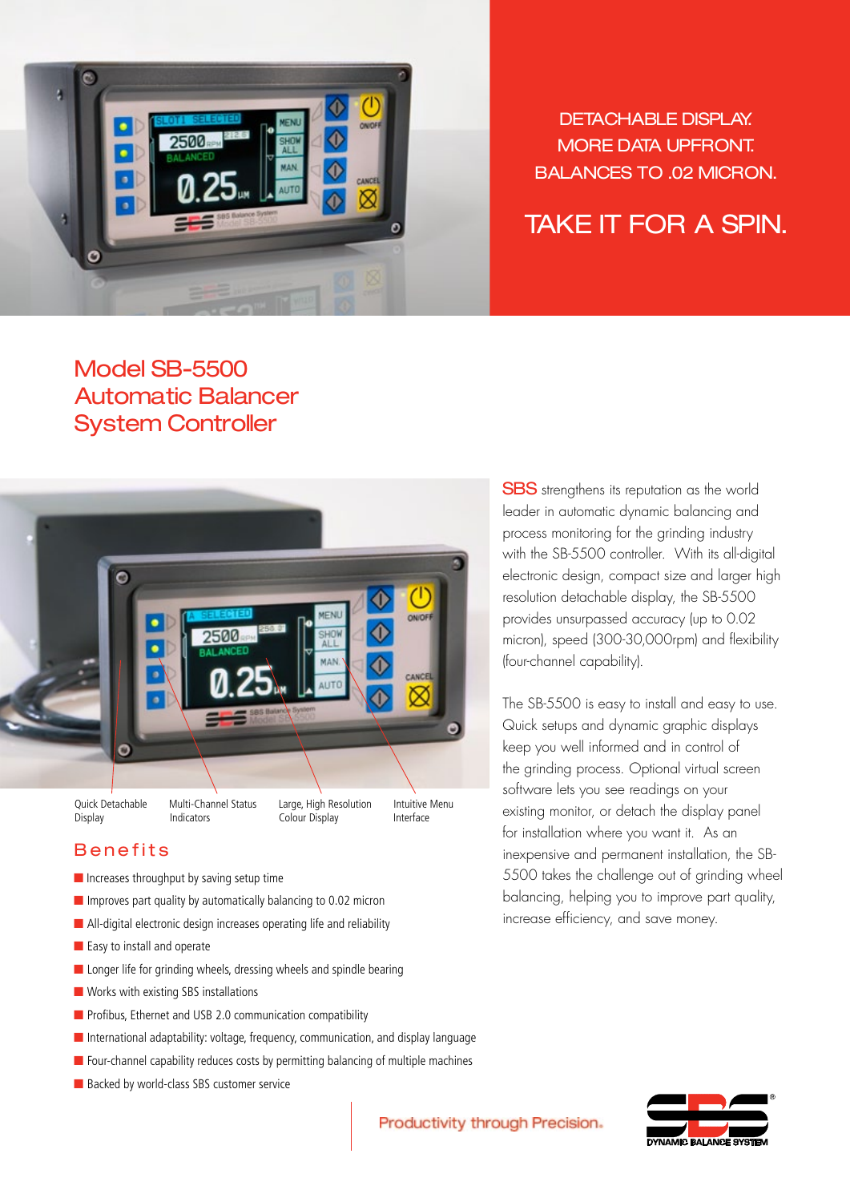DETACHABLE DISPLAY.
MORE DATA UPFRONT.
BALANCES TO .02 MICRON.

## TAKE IT FOR A SPIN.

# Model SB-5500 Automatic Balancer System Controller

Quick Detachable Display

Multi-Channel Status Indicators

Large, High Resolution Colour Display

Intuitive Menu Interface

SBS strengthens its reputation as the world leader in automatic dynamic balancing and process monitoring for the grinding industry with the SB-5500 controller. With its all-digital electronic design, compact size and larger high resolution detachable display, the SB-5500 provides unsurpassed accuracy (up to 0.02 micron), speed (300-30,000rpm) and flexibility (four-channel capability).

The SB-5500 is easy to install and easy to use. Quick setups and dynamic graphic displays keep you well informed and in control of the grinding process. Optional virtual screen software lets you see readings on your existing monitor, or detach the display panel for installation where you want it. As an inexpensive and permanent installation, the SB-5500 takes the challenge out of grinding wheel balancing, helping you to improve part quality, increase efficiency, and save money.

## Benefits

- Increases throughput by saving setup time
- Improves part quality by automatically balancing to 0.02 micron
- All-digital electronic design increases operating life and reliability
- Easy to install and operate
- Longer life for grinding wheels, dressing wheels and spindle bearing
- Works with existing SBS installations
- Profibus, Ethernet and USB 2.0 communication compatibility
- International adaptability: voltage, frequency, communication, and display language
- Four-channel capability reduces costs by permitting balancing of multiple machines
- Backed by world-class SBS customer service

Productivity through Precision.

SBS® DYNAMIC BALANCE SYSTEM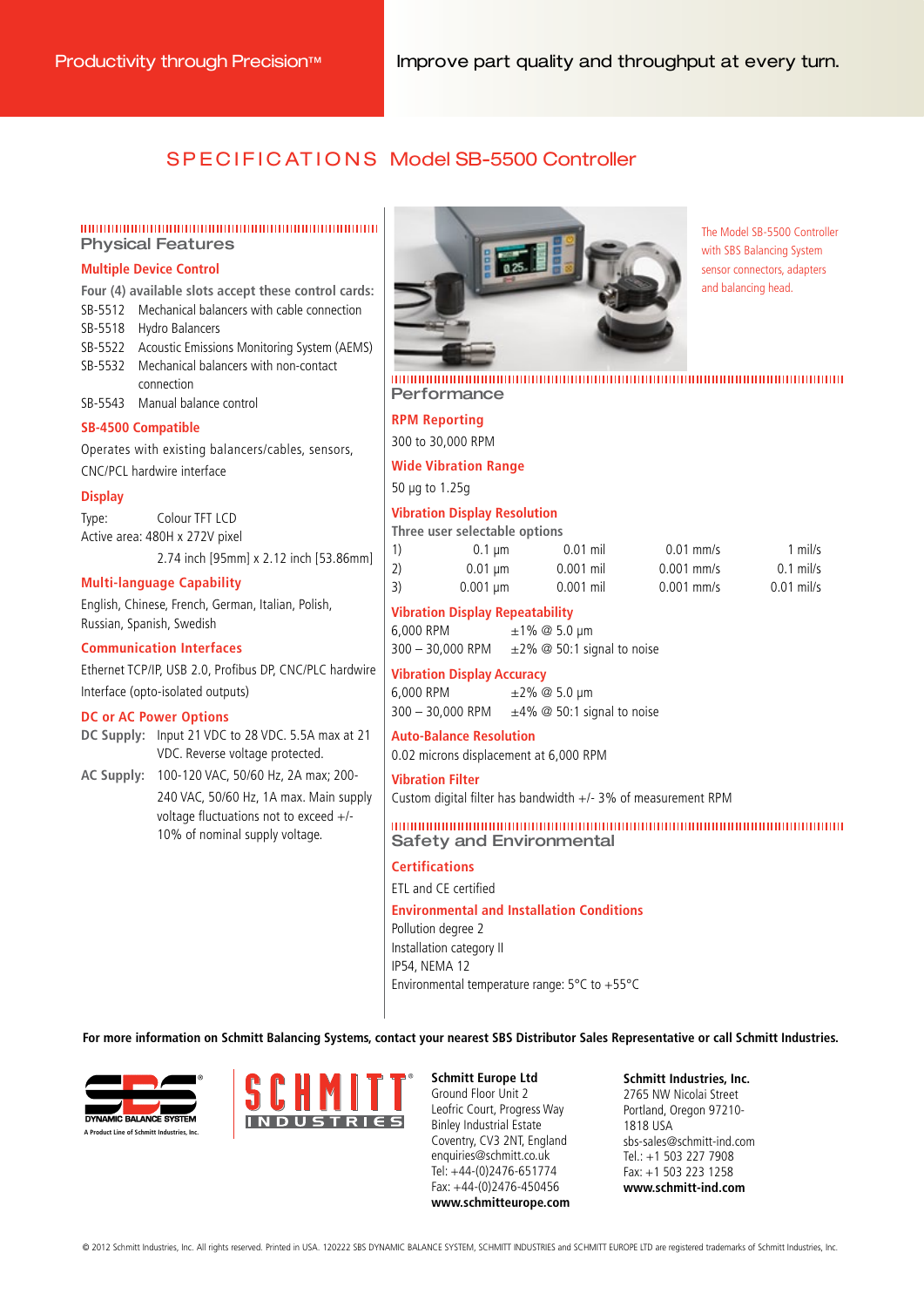Productivity through Precision™

Improve part quality and throughput at every turn.

# SPECIFICATIONS Model SB-5500 Controller

## Physical Features

### Multiple Device Control

**Four (4) available slots accept these control cards:**

| | |
|---|---|
| SB-5512 | Mechanical balancers with cable connection |
| SB-5518 | Hydro Balancers |
| SB-5522 | Acoustic Emissions Monitoring System (AEMS) |
| SB-5532 | Mechanical balancers with non-contact connection |
| SB-5543 | Manual balance control |

### SB-4500 Compatible

Operates with existing balancers/cables, sensors, CNC/PCL hardwire interface

### Display

Type: Colour TFT LCD
Active area: 480H x 272V pixel
2.74 inch [95mm] x 2.12 inch [53.86mm]

### Multi-language Capability

English, Chinese, French, German, Italian, Polish, Russian, Spanish, Swedish

### Communication Interfaces

Ethernet TCP/IP, USB 2.0, Profibus DP, CNC/PLC hardwire Interface (opto-isolated outputs)

### DC or AC Power Options

**DC Supply:** Input 21 VDC to 28 VDC. 5.5A max at 21 VDC. Reverse voltage protected.

**AC Supply:** 100-120 VAC, 50/60 Hz, 2A max; 200-240 VAC, 50/60 Hz, 1A max. Main supply voltage fluctuations not to exceed +/- 10% of nominal supply voltage.

The Model SB-5500 Controller with SBS Balancing System sensor connectors, adapters and balancing head.

## Performance

### RPM Reporting

300 to 30,000 RPM

### Wide Vibration Range

50 µg to 1.25g

### Vibration Display Resolution

Three user selectable options

| | | | | |
|---|---|---|---|---|
| 1) | 0.1 µm | 0.01 mil | 0.01 mm/s | 1 mil/s |
| 2) | 0.01 µm | 0.001 mil | 0.001 mm/s | 0.1 mil/s |
| 3) | 0.001 µm | 0.001 mil | 0.001 mm/s | 0.01 mil/s |

### Vibration Display Repeatability

| | |
|---|---|
| 6,000 RPM | ±1% @ 5.0 µm |
| 300 – 30,000 RPM | ±2% @ 50:1 signal to noise |

### Vibration Display Accuracy

| | |
|---|---|
| 6,000 RPM | ±2% @ 5.0 µm |
| 300 – 30,000 RPM | ±4% @ 50:1 signal to noise |

### Auto-Balance Resolution

0.02 microns displacement at 6,000 RPM

### Vibration Filter

Custom digital filter has bandwidth +/- 3% of measurement RPM

## Safety and Environmental

### Certifications

ETL and CE certified

### Environmental and Installation Conditions

Pollution degree 2
Installation category II
IP54, NEMA 12
Environmental temperature range: 5°C to +55°C

**For more information on Schmitt Balancing Systems, contact your nearest SBS Distributor Sales Representative or call Schmitt Industries.**

SBS DYNAMIC BALANCE SYSTEM — A Product Line of Schmitt Industries, Inc.

SCHMITT INDUSTRIES

**Schmitt Europe Ltd**
Ground Floor Unit 2
Leofric Court, Progress Way
Binley Industrial Estate
Coventry, CV3 2NT, England
enquiries@schmitt.co.uk
Tel: +44-(0)2476-651774
Fax: +44-(0)2476-450456
**www.schmitteurope.com**

**Schmitt Industries, Inc.**
2765 NW Nicolai Street
Portland, Oregon 97210-1818 USA
sbs-sales@schmitt-ind.com
Tel.: +1 503 227 7908
Fax: +1 503 223 1258
**www.schmitt-ind.com**

© 2012 Schmitt Industries, Inc. All rights reserved. Printed in USA. 120222 SBS DYNAMIC BALANCE SYSTEM, SCHMITT INDUSTRIES and SCHMITT EUROPE LTD are registered trademarks of Schmitt Industries, Inc.